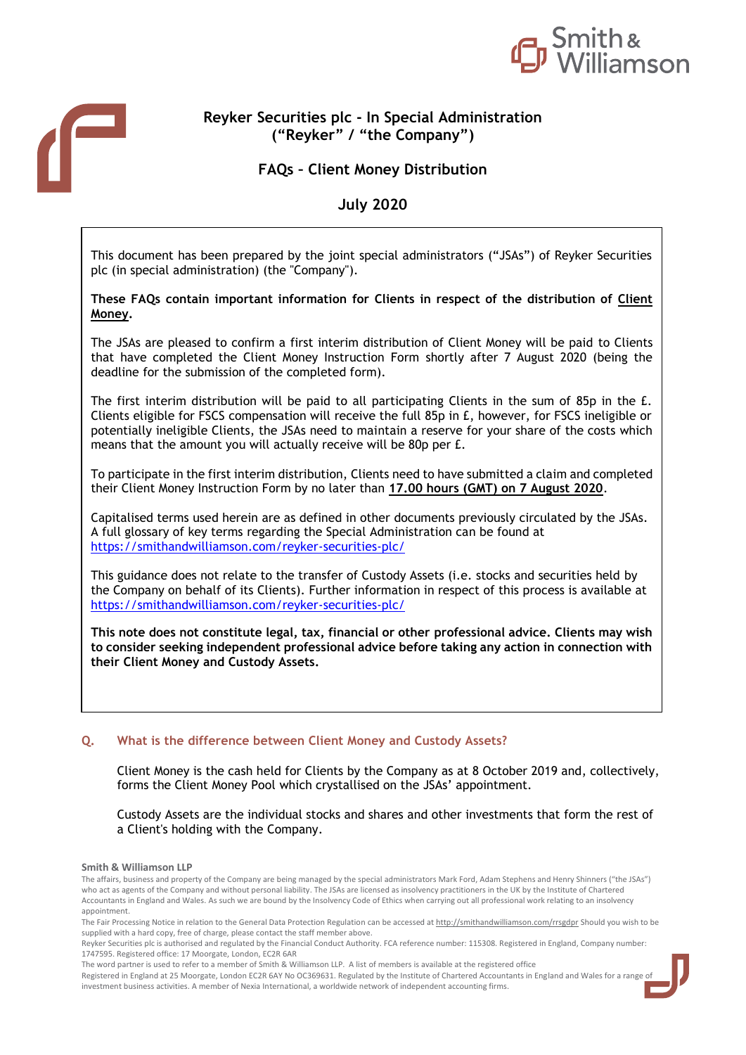# Reyker Securities plc - In Special Administration
# ("Reyker" / "the Company")

## FAQs – Client Money Distribution

## July 2020

This document has been prepared by the joint special administrators ("JSAs") of Reyker Securities plc (in special administration) (the "Company").

**These FAQs contain important information for Clients in respect of the distribution of Client Money.**

The JSAs are pleased to confirm a first interim distribution of Client Money will be paid to Clients that have completed the Client Money Instruction Form shortly after 7 August 2020 (being the deadline for the submission of the completed form).

The first interim distribution will be paid to all participating Clients in the sum of 85p in the £. Clients eligible for FSCS compensation will receive the full 85p in £, however, for FSCS ineligible or potentially ineligible Clients, the JSAs need to maintain a reserve for your share of the costs which means that the amount you will actually receive will be 80p per £.

To participate in the first interim distribution, Clients need to have submitted a claim and completed their Client Money Instruction Form by no later than **17.00 hours (GMT) on 7 August 2020**.

Capitalised terms used herein are as defined in other documents previously circulated by the JSAs. A full glossary of key terms regarding the Special Administration can be found at https://smithandwilliamson.com/reyker-securities-plc/

This guidance does not relate to the transfer of Custody Assets (i.e. stocks and securities held by the Company on behalf of its Clients). Further information in respect of this process is available at https://smithandwilliamson.com/reyker-securities-plc/

**This note does not constitute legal, tax, financial or other professional advice. Clients may wish to consider seeking independent professional advice before taking any action in connection with their Client Money and Custody Assets.**

### Q. What is the difference between Client Money and Custody Assets?

Client Money is the cash held for Clients by the Company as at 8 October 2019 and, collectively, forms the Client Money Pool which crystallised on the JSAs' appointment.

Custody Assets are the individual stocks and shares and other investments that form the rest of a Client's holding with the Company.

**Smith & Williamson LLP**

The affairs, business and property of the Company are being managed by the special administrators Mark Ford, Adam Stephens and Henry Shinners ("the JSAs") who act as agents of the Company and without personal liability. The JSAs are licensed as insolvency practitioners in the UK by the Institute of Chartered Accountants in England and Wales. As such we are bound by the Insolvency Code of Ethics when carrying out all professional work relating to an insolvency appointment.

The Fair Processing Notice in relation to the General Data Protection Regulation can be accessed at http://smithandwilliamson.com/rrsgdpr Should you wish to be supplied with a hard copy, free of charge, please contact the staff member above.

Reyker Securities plc is authorised and regulated by the Financial Conduct Authority. FCA reference number: 115308. Registered in England, Company number: 1747595. Registered office: 17 Moorgate, London, EC2R 6AR

The word partner is used to refer to a member of Smith & Williamson LLP. A list of members is available at the registered office

Registered in England at 25 Moorgate, London EC2R 6AY No OC369631. Regulated by the Institute of Chartered Accountants in England and Wales for a range of investment business activities. A member of Nexia International, a worldwide network of independent accounting firms.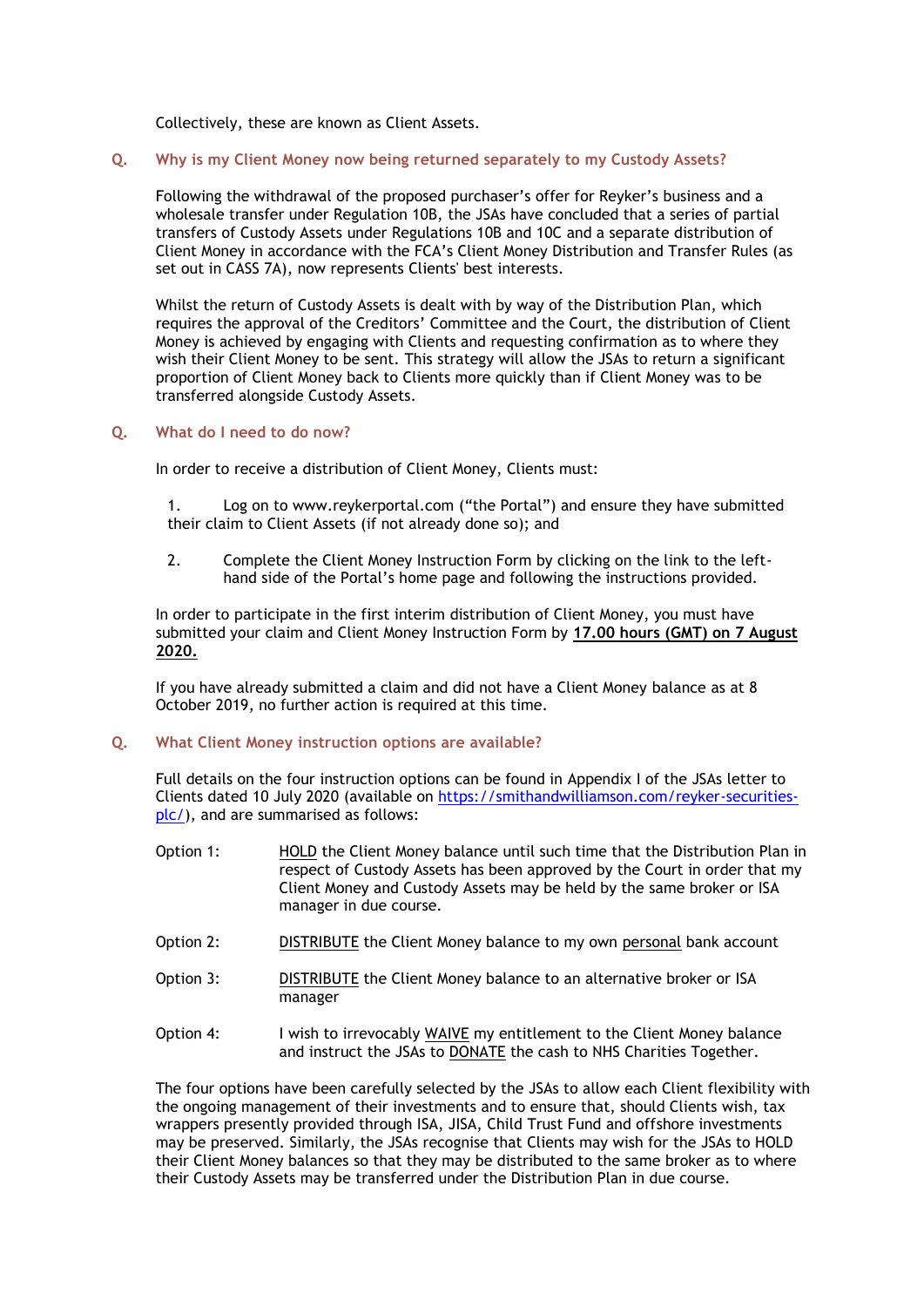Collectively, these are known as Client Assets.

### Q. Why is my Client Money now being returned separately to my Custody Assets?

Following the withdrawal of the proposed purchaser's offer for Reyker's business and a wholesale transfer under Regulation 10B, the JSAs have concluded that a series of partial transfers of Custody Assets under Regulations 10B and 10C and a separate distribution of Client Money in accordance with the FCA's Client Money Distribution and Transfer Rules (as set out in CASS 7A), now represents Clients' best interests.

Whilst the return of Custody Assets is dealt with by way of the Distribution Plan, which requires the approval of the Creditors' Committee and the Court, the distribution of Client Money is achieved by engaging with Clients and requesting confirmation as to where they wish their Client Money to be sent. This strategy will allow the JSAs to return a significant proportion of Client Money back to Clients more quickly than if Client Money was to be transferred alongside Custody Assets.

### Q. What do I need to do now?

In order to receive a distribution of Client Money, Clients must:

1. Log on to www.reykerportal.com ("the Portal") and ensure they have submitted their claim to Client Assets (if not already done so); and
2. Complete the Client Money Instruction Form by clicking on the link to the left-hand side of the Portal's home page and following the instructions provided.

In order to participate in the first interim distribution of Client Money, you must have submitted your claim and Client Money Instruction Form by **17.00 hours (GMT) on 7 August 2020.**

If you have already submitted a claim and did not have a Client Money balance as at 8 October 2019, no further action is required at this time.

### Q. What Client Money instruction options are available?

Full details on the four instruction options can be found in Appendix I of the JSAs letter to Clients dated 10 July 2020 (available on https://smithandwilliamson.com/reyker-securities-plc/), and are summarised as follows:

Option 1: HOLD the Client Money balance until such time that the Distribution Plan in respect of Custody Assets has been approved by the Court in order that my Client Money and Custody Assets may be held by the same broker or ISA manager in due course.

Option 2: DISTRIBUTE the Client Money balance to my own personal bank account

Option 3: DISTRIBUTE the Client Money balance to an alternative broker or ISA manager

Option 4: I wish to irrevocably WAIVE my entitlement to the Client Money balance and instruct the JSAs to DONATE the cash to NHS Charities Together.

The four options have been carefully selected by the JSAs to allow each Client flexibility with the ongoing management of their investments and to ensure that, should Clients wish, tax wrappers presently provided through ISA, JISA, Child Trust Fund and offshore investments may be preserved. Similarly, the JSAs recognise that Clients may wish for the JSAs to HOLD their Client Money balances so that they may be distributed to the same broker as to where their Custody Assets may be transferred under the Distribution Plan in due course.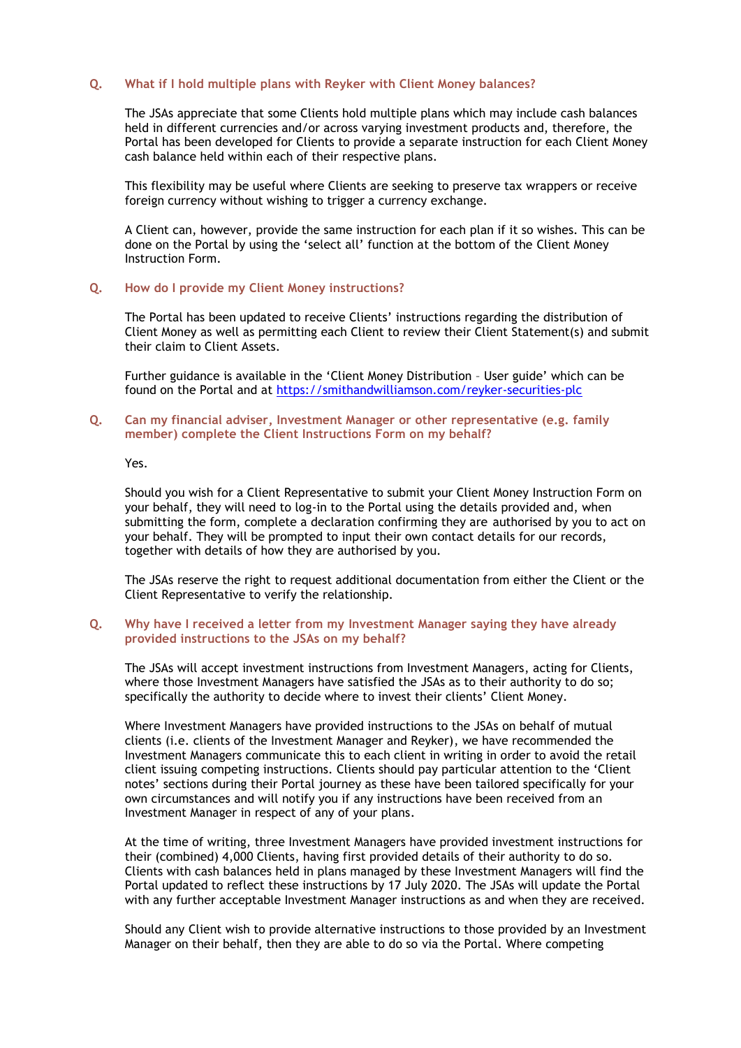### Q. What if I hold multiple plans with Reyker with Client Money balances?

The JSAs appreciate that some Clients hold multiple plans which may include cash balances held in different currencies and/or across varying investment products and, therefore, the Portal has been developed for Clients to provide a separate instruction for each Client Money cash balance held within each of their respective plans.

This flexibility may be useful where Clients are seeking to preserve tax wrappers or receive foreign currency without wishing to trigger a currency exchange.

A Client can, however, provide the same instruction for each plan if it so wishes. This can be done on the Portal by using the 'select all' function at the bottom of the Client Money Instruction Form.

### Q. How do I provide my Client Money instructions?

The Portal has been updated to receive Clients' instructions regarding the distribution of Client Money as well as permitting each Client to review their Client Statement(s) and submit their claim to Client Assets.

Further guidance is available in the 'Client Money Distribution – User guide' which can be found on the Portal and at [https://smithandwilliamson.com/reyker-securities-plc](https://smithandwilliamson.com/reyker-securities-plc)

### Q. Can my financial adviser, Investment Manager or other representative (e.g. family member) complete the Client Instructions Form on my behalf?

Yes.

Should you wish for a Client Representative to submit your Client Money Instruction Form on your behalf, they will need to log-in to the Portal using the details provided and, when submitting the form, complete a declaration confirming they are authorised by you to act on your behalf. They will be prompted to input their own contact details for our records, together with details of how they are authorised by you.

The JSAs reserve the right to request additional documentation from either the Client or the Client Representative to verify the relationship.

### Q. Why have I received a letter from my Investment Manager saying they have already provided instructions to the JSAs on my behalf?

The JSAs will accept investment instructions from Investment Managers, acting for Clients, where those Investment Managers have satisfied the JSAs as to their authority to do so; specifically the authority to decide where to invest their clients' Client Money.

Where Investment Managers have provided instructions to the JSAs on behalf of mutual clients (i.e. clients of the Investment Manager and Reyker), we have recommended the Investment Managers communicate this to each client in writing in order to avoid the retail client issuing competing instructions. Clients should pay particular attention to the 'Client notes' sections during their Portal journey as these have been tailored specifically for your own circumstances and will notify you if any instructions have been received from an Investment Manager in respect of any of your plans.

At the time of writing, three Investment Managers have provided investment instructions for their (combined) 4,000 Clients, having first provided details of their authority to do so. Clients with cash balances held in plans managed by these Investment Managers will find the Portal updated to reflect these instructions by 17 July 2020. The JSAs will update the Portal with any further acceptable Investment Manager instructions as and when they are received.

Should any Client wish to provide alternative instructions to those provided by an Investment Manager on their behalf, then they are able to do so via the Portal. Where competing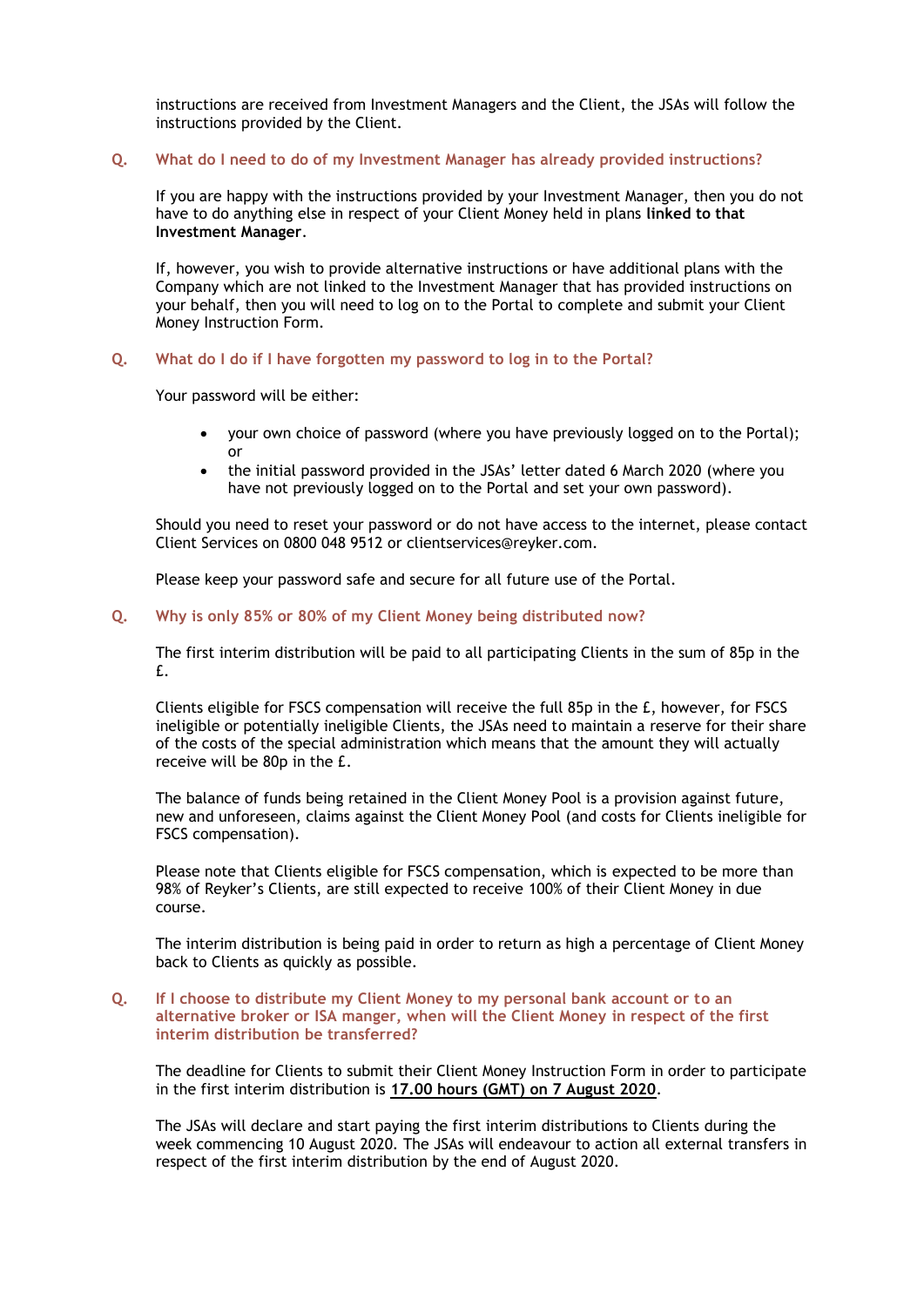instructions are received from Investment Managers and the Client, the JSAs will follow the instructions provided by the Client.

**Q. What do I need to do of my Investment Manager has already provided instructions?**

If you are happy with the instructions provided by your Investment Manager, then you do not have to do anything else in respect of your Client Money held in plans **linked to that Investment Manager**.

If, however, you wish to provide alternative instructions or have additional plans with the Company which are not linked to the Investment Manager that has provided instructions on your behalf, then you will need to log on to the Portal to complete and submit your Client Money Instruction Form.

**Q. What do I do if I have forgotten my password to log in to the Portal?**

Your password will be either:

- your own choice of password (where you have previously logged on to the Portal); or
- the initial password provided in the JSAs' letter dated 6 March 2020 (where you have not previously logged on to the Portal and set your own password).

Should you need to reset your password or do not have access to the internet, please contact Client Services on 0800 048 9512 or clientservices@reyker.com.

Please keep your password safe and secure for all future use of the Portal.

**Q. Why is only 85% or 80% of my Client Money being distributed now?**

The first interim distribution will be paid to all participating Clients in the sum of 85p in the £.

Clients eligible for FSCS compensation will receive the full 85p in the £, however, for FSCS ineligible or potentially ineligible Clients, the JSAs need to maintain a reserve for their share of the costs of the special administration which means that the amount they will actually receive will be 80p in the £.

The balance of funds being retained in the Client Money Pool is a provision against future, new and unforeseen, claims against the Client Money Pool (and costs for Clients ineligible for FSCS compensation).

Please note that Clients eligible for FSCS compensation, which is expected to be more than 98% of Reyker's Clients, are still expected to receive 100% of their Client Money in due course.

The interim distribution is being paid in order to return as high a percentage of Client Money back to Clients as quickly as possible.

**Q. If I choose to distribute my Client Money to my personal bank account or to an alternative broker or ISA manger, when will the Client Money in respect of the first interim distribution be transferred?**

The deadline for Clients to submit their Client Money Instruction Form in order to participate in the first interim distribution is **17.00 hours (GMT) on 7 August 2020**.

The JSAs will declare and start paying the first interim distributions to Clients during the week commencing 10 August 2020. The JSAs will endeavour to action all external transfers in respect of the first interim distribution by the end of August 2020.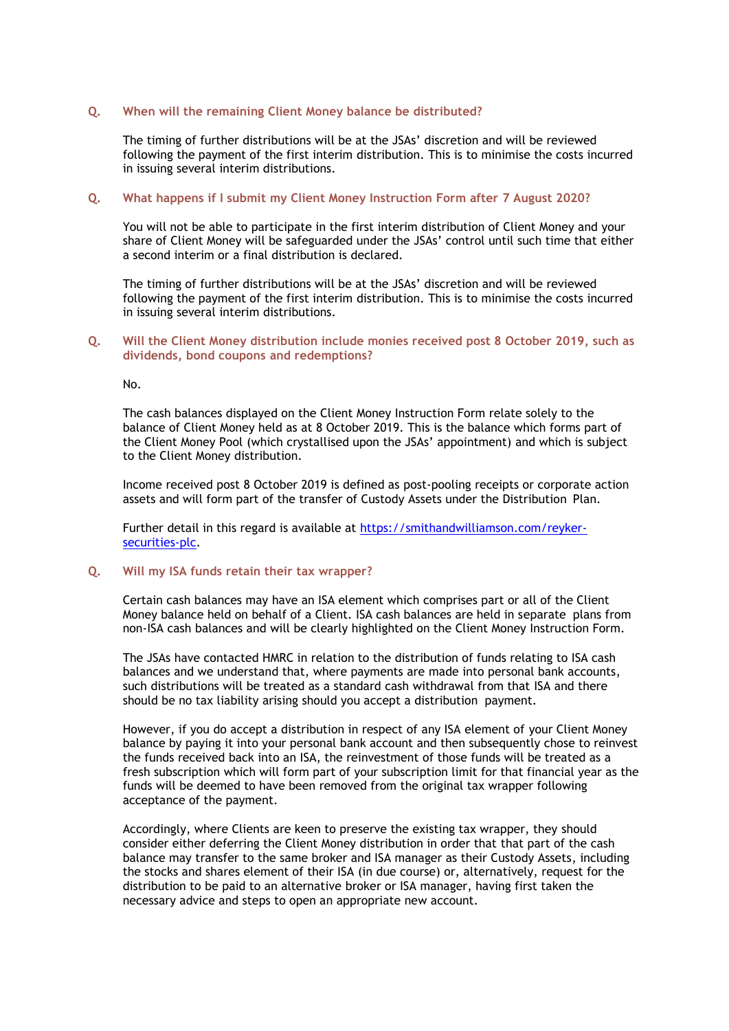**Q. When will the remaining Client Money balance be distributed?**

The timing of further distributions will be at the JSAs' discretion and will be reviewed following the payment of the first interim distribution. This is to minimise the costs incurred in issuing several interim distributions.

**Q. What happens if I submit my Client Money Instruction Form after 7 August 2020?**

You will not be able to participate in the first interim distribution of Client Money and your share of Client Money will be safeguarded under the JSAs' control until such time that either a second interim or a final distribution is declared.

The timing of further distributions will be at the JSAs' discretion and will be reviewed following the payment of the first interim distribution. This is to minimise the costs incurred in issuing several interim distributions.

**Q. Will the Client Money distribution include monies received post 8 October 2019, such as dividends, bond coupons and redemptions?**

No.

The cash balances displayed on the Client Money Instruction Form relate solely to the balance of Client Money held as at 8 October 2019. This is the balance which forms part of the Client Money Pool (which crystallised upon the JSAs' appointment) and which is subject to the Client Money distribution.

Income received post 8 October 2019 is defined as post-pooling receipts or corporate action assets and will form part of the transfer of Custody Assets under the Distribution Plan.

Further detail in this regard is available at [https://smithandwilliamson.com/reyker-securities-plc](https://smithandwilliamson.com/reyker-securities-plc).

**Q. Will my ISA funds retain their tax wrapper?**

Certain cash balances may have an ISA element which comprises part or all of the Client Money balance held on behalf of a Client. ISA cash balances are held in separate plans from non-ISA cash balances and will be clearly highlighted on the Client Money Instruction Form.

The JSAs have contacted HMRC in relation to the distribution of funds relating to ISA cash balances and we understand that, where payments are made into personal bank accounts, such distributions will be treated as a standard cash withdrawal from that ISA and there should be no tax liability arising should you accept a distribution payment.

However, if you do accept a distribution in respect of any ISA element of your Client Money balance by paying it into your personal bank account and then subsequently chose to reinvest the funds received back into an ISA, the reinvestment of those funds will be treated as a fresh subscription which will form part of your subscription limit for that financial year as the funds will be deemed to have been removed from the original tax wrapper following acceptance of the payment.

Accordingly, where Clients are keen to preserve the existing tax wrapper, they should consider either deferring the Client Money distribution in order that that part of the cash balance may transfer to the same broker and ISA manager as their Custody Assets, including the stocks and shares element of their ISA (in due course) or, alternatively, request for the distribution to be paid to an alternative broker or ISA manager, having first taken the necessary advice and steps to open an appropriate new account.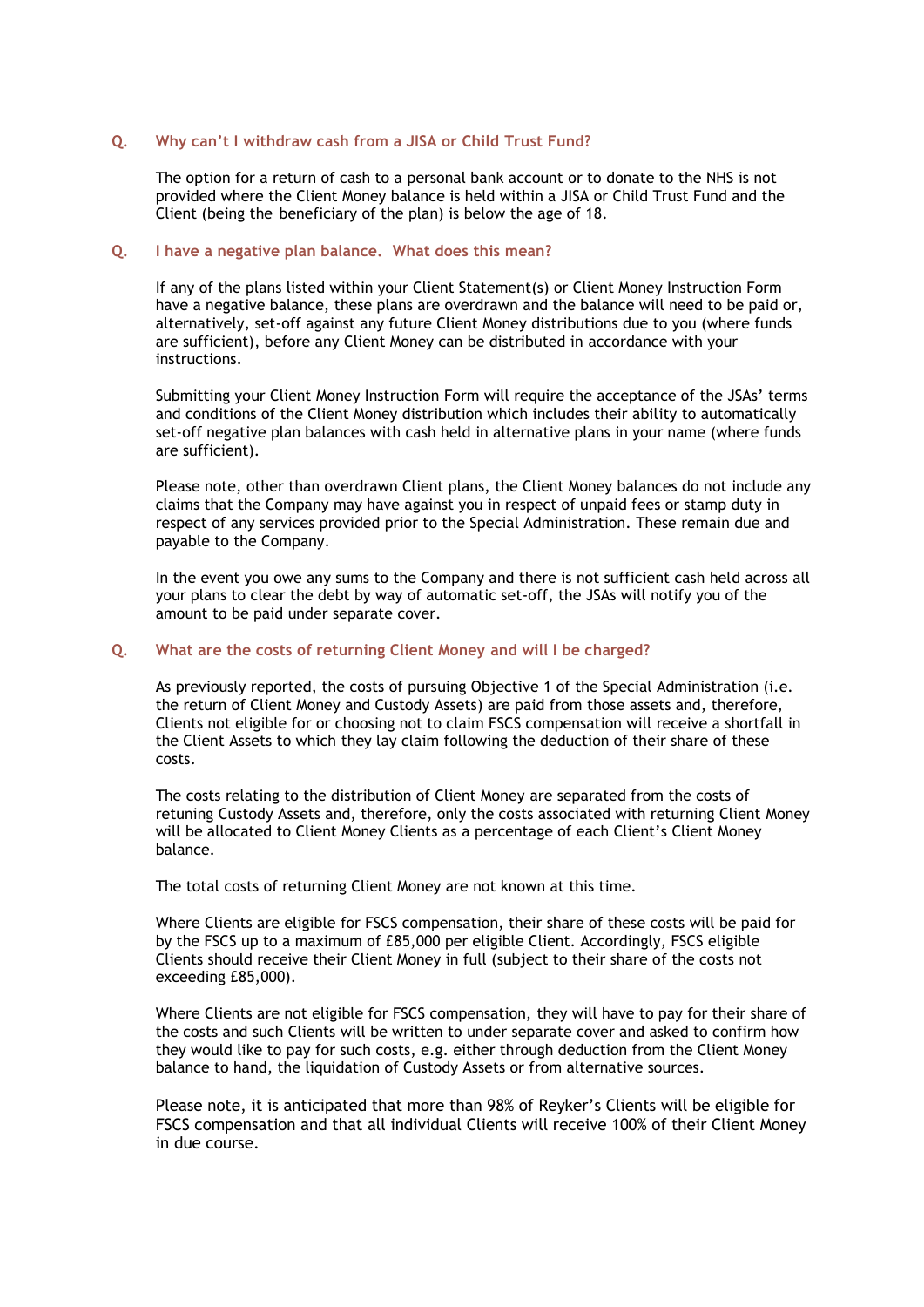### Q. Why can't I withdraw cash from a JISA or Child Trust Fund?

The option for a return of cash to a personal bank account or to donate to the NHS is not provided where the Client Money balance is held within a JISA or Child Trust Fund and the Client (being the beneficiary of the plan) is below the age of 18.

### Q. I have a negative plan balance. What does this mean?

If any of the plans listed within your Client Statement(s) or Client Money Instruction Form have a negative balance, these plans are overdrawn and the balance will need to be paid or, alternatively, set-off against any future Client Money distributions due to you (where funds are sufficient), before any Client Money can be distributed in accordance with your instructions.

Submitting your Client Money Instruction Form will require the acceptance of the JSAs' terms and conditions of the Client Money distribution which includes their ability to automatically set-off negative plan balances with cash held in alternative plans in your name (where funds are sufficient).

Please note, other than overdrawn Client plans, the Client Money balances do not include any claims that the Company may have against you in respect of unpaid fees or stamp duty in respect of any services provided prior to the Special Administration. These remain due and payable to the Company.

In the event you owe any sums to the Company and there is not sufficient cash held across all your plans to clear the debt by way of automatic set-off, the JSAs will notify you of the amount to be paid under separate cover.

### Q. What are the costs of returning Client Money and will I be charged?

As previously reported, the costs of pursuing Objective 1 of the Special Administration (i.e. the return of Client Money and Custody Assets) are paid from those assets and, therefore, Clients not eligible for or choosing not to claim FSCS compensation will receive a shortfall in the Client Assets to which they lay claim following the deduction of their share of these costs.

The costs relating to the distribution of Client Money are separated from the costs of retuning Custody Assets and, therefore, only the costs associated with returning Client Money will be allocated to Client Money Clients as a percentage of each Client's Client Money balance.

The total costs of returning Client Money are not known at this time.

Where Clients are eligible for FSCS compensation, their share of these costs will be paid for by the FSCS up to a maximum of £85,000 per eligible Client. Accordingly, FSCS eligible Clients should receive their Client Money in full (subject to their share of the costs not exceeding £85,000).

Where Clients are not eligible for FSCS compensation, they will have to pay for their share of the costs and such Clients will be written to under separate cover and asked to confirm how they would like to pay for such costs, e.g. either through deduction from the Client Money balance to hand, the liquidation of Custody Assets or from alternative sources.

Please note, it is anticipated that more than 98% of Reyker's Clients will be eligible for FSCS compensation and that all individual Clients will receive 100% of their Client Money in due course.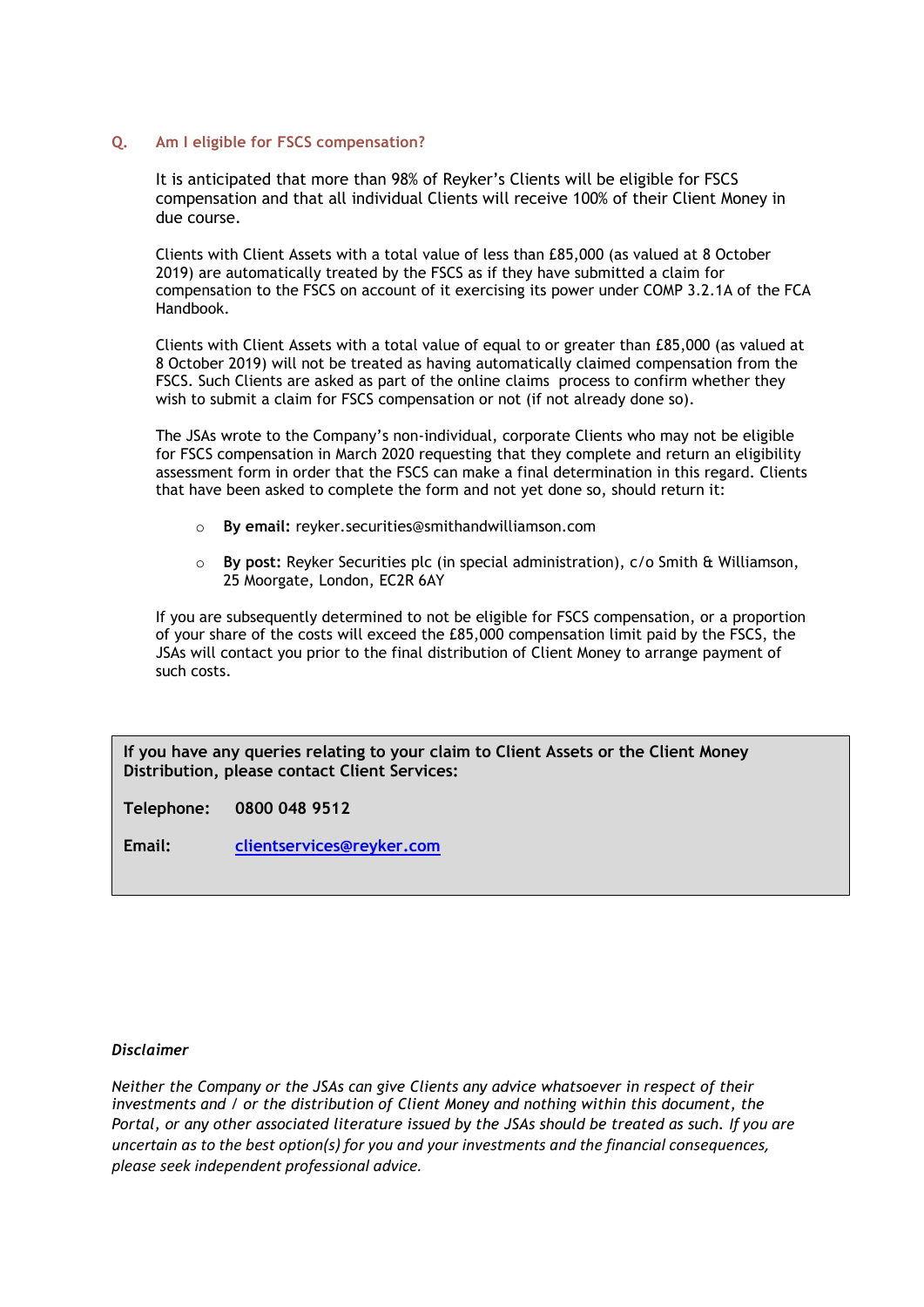### Q. Am I eligible for FSCS compensation?

It is anticipated that more than 98% of Reyker's Clients will be eligible for FSCS compensation and that all individual Clients will receive 100% of their Client Money in due course.

Clients with Client Assets with a total value of less than £85,000 (as valued at 8 October 2019) are automatically treated by the FSCS as if they have submitted a claim for compensation to the FSCS on account of it exercising its power under COMP 3.2.1A of the FCA Handbook.

Clients with Client Assets with a total value of equal to or greater than £85,000 (as valued at 8 October 2019) will not be treated as having automatically claimed compensation from the FSCS. Such Clients are asked as part of the online claims process to confirm whether they wish to submit a claim for FSCS compensation or not (if not already done so).

The JSAs wrote to the Company's non-individual, corporate Clients who may not be eligible for FSCS compensation in March 2020 requesting that they complete and return an eligibility assessment form in order that the FSCS can make a final determination in this regard. Clients that have been asked to complete the form and not yet done so, should return it:

- **By email:** reyker.securities@smithandwilliamson.com
- **By post:** Reyker Securities plc (in special administration), c/o Smith & Williamson, 25 Moorgate, London, EC2R 6AY

If you are subsequently determined to not be eligible for FSCS compensation, or a proportion of your share of the costs will exceed the £85,000 compensation limit paid by the FSCS, the JSAs will contact you prior to the final distribution of Client Money to arrange payment of such costs.

**If you have any queries relating to your claim to Client Assets or the Client Money Distribution, please contact Client Services:**

**Telephone:** 0800 048 9512

**Email:** clientservices@reyker.com

***Disclaimer***

*Neither the Company or the JSAs can give Clients any advice whatsoever in respect of their investments and / or the distribution of Client Money and nothing within this document, the Portal, or any other associated literature issued by the JSAs should be treated as such. If you are uncertain as to the best option(s) for you and your investments and the financial consequences, please seek independent professional advice.*